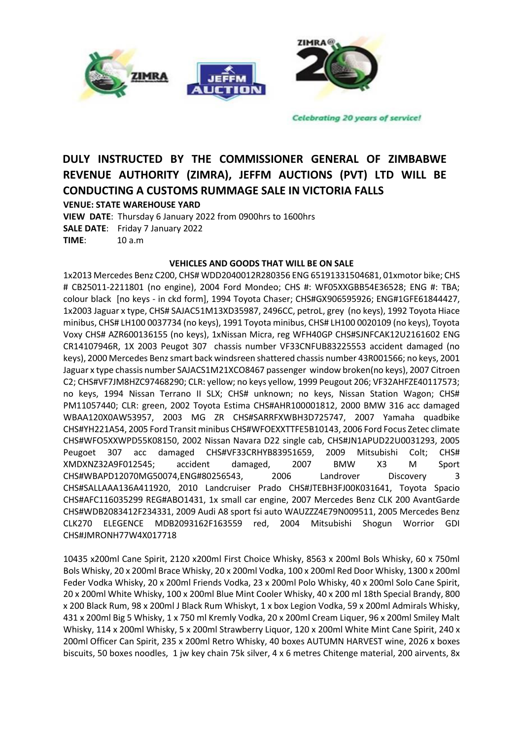Celebrating 20 years of service!

## DULY INSTRUCTED BY THE COMMISSIONER GENERAL OF ZIMBABWE REVENUE AUTHORITY (ZIMRA), JEFFM AUCTIONS (PVT) LTD WILL BE CONDUCTING A CUSTOMS RUMMAGE SALE IN VICTORIA FALLS

**VENUE: STATE WAREHOUSE YARD**

**VIEW DATE**: Thursday 6 January 2022 from 0900hrs to 1600hrs

**SALE DATE**: Friday 7 January 2022

**TIME**: 10 a.m

**VEHICLES AND GOODS THAT WILL BE ON SALE**

1x2013 Mercedes Benz C200, CHS# WDD2040012R280356 ENG 65191331504681, 01xmotor bike; CHS # CB25011-2211801 (no engine), 2004 Ford Mondeo; CHS #: WF05XXGBB54E36528; ENG #: TBA; colour black [no keys - in ckd form], 1994 Toyota Chaser; CHS#GX906595926; ENG#1GFE61844427, 1x2003 Jaguar x type, CHS# SAJAC51M13XD35987, 2496CC, petroL, grey (no keys), 1992 Toyota Hiace minibus, CHS# LH100 0037734 (no keys), 1991 Toyota minibus, CHS# LH100 0020109 (no keys), Toyota Voxy CHS# AZR600136155 (no keys), 1xNissan Micra, reg WFH40GP CHS#SJNFCAK12U2161602 ENG CR14107946R, 1X 2003 Peugot 307 chassis number VF33CNFUB83225553 accident damaged (no keys), 2000 Mercedes Benz smart back windsreen shattered chassis number 43R001566; no keys, 2001 Jaguar x type chassis number SAJACS1M21XCO8467 passenger window broken(no keys), 2007 Citroen C2; CHS#VF7JM8HZC97468290; CLR: yellow; no keys yellow, 1999 Peugout 206; VF32AHFZE40117573; no keys, 1994 Nissan Terrano II SLX; CHS# unknown; no keys, Nissan Station Wagon; CHS# PM11057440; CLR: green, 2002 Toyota Estima CHS#AHR100001812, 2000 BMW 316 acc damaged WBAA120X0AW53957, 2003 MG ZR CHS#SARRFXWBH3D725747, 2007 Yamaha quadbike CHS#YH221A54, 2005 Ford Transit minibus CHS#WFOEXXTTFE5B10143, 2006 Ford Focus Zetec climate CHS#WFO5XXWPD55K08150, 2002 Nissan Navara D22 single cab, CHS#JN1APUD22U0031293, 2005 Peugoet 307 acc damaged CHS#VF33CRHYB83951659, 2009 Mitsubishi Colt; CHS# XMDXNZ32A9F012545; accident damaged, 2007 BMW X3 M Sport CHS#WBAPD12070MG50074,ENG#80256543, 2006 Landrover Discovery 3 CHS#SALLAAA136A411920, 2010 Landcruiser Prado CHS#JTEBH3FJ00K031641, Toyota Spacio CHS#AFC116035299 REG#ABO1431, 1x small car engine, 2007 Mercedes Benz CLK 200 AvantGarde CHS#WDB2083412F234331, 2009 Audi A8 sport fsi auto WAUZZZ4E79N009511, 2005 Mercedes Benz CLK270 ELEGENCE MDB2093162F163559 red, 2004 Mitsubishi Shogun Worrior GDI CHS#JMRONH77W4X017718

10435 x200ml Cane Spirit, 2120 x200ml First Choice Whisky, 8563 x 200ml Bols Whisky, 60 x 750ml Bols Whisky, 20 x 200ml Brace Whisky, 20 x 200ml Vodka, 100 x 200ml Red Door Whisky, 1300 x 200ml Feder Vodka Whisky, 20 x 200ml Friends Vodka, 23 x 200ml Polo Whisky, 40 x 200ml Solo Cane Spirit, 20 x 200ml White Whisky, 100 x 200ml Blue Mint Cooler Whisky, 40 x 200 ml 18th Special Brandy, 800 x 200 Black Rum, 98 x 200ml J Black Rum Whiskyt, 1 x box Legion Vodka, 59 x 200ml Admirals Whisky, 431 x 200ml Big 5 Whisky, 1 x 750 ml Kremly Vodka, 20 x 200ml Cream Liquer, 96 x 200ml Smiley Malt Whisky, 114 x 200ml Whisky, 5 x 200ml Strawberry Liquor, 120 x 200ml White Mint Cane Spirit, 240 x 200ml Officer Can Spirit, 235 x 200ml Retro Whisky, 40 boxes AUTUMN HARVEST wine, 2026 x boxes biscuits, 50 boxes noodles, 1 jw key chain 75k silver, 4 x 6 metres Chitenge material, 200 airvents, 8x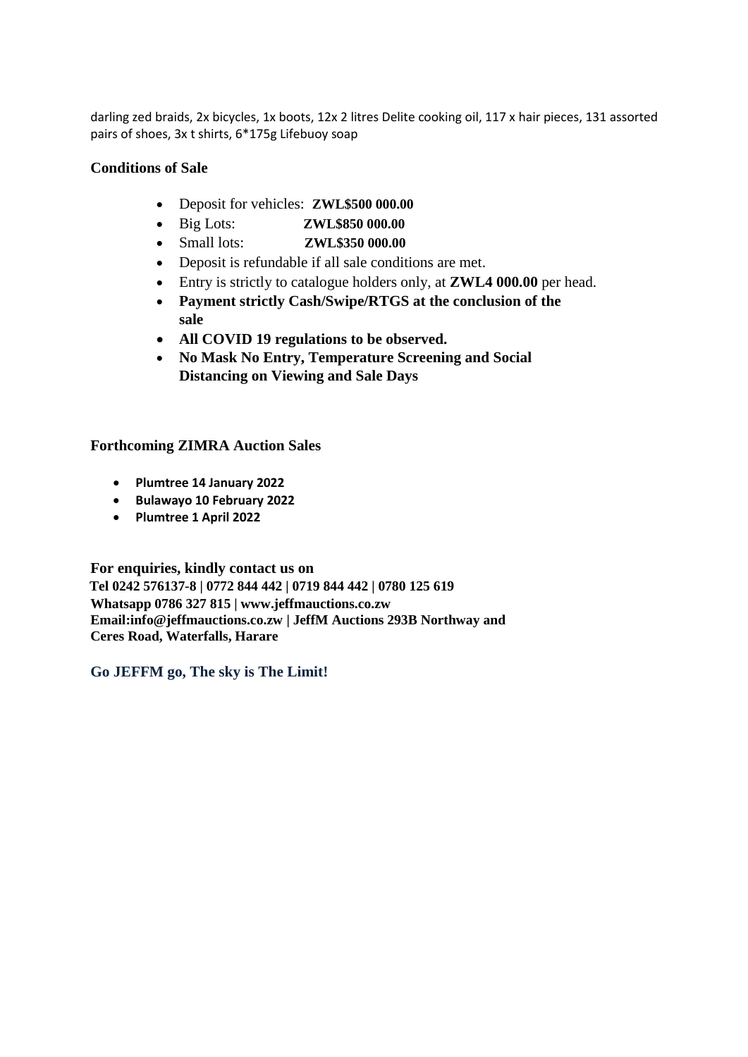darling zed braids, 2x bicycles, 1x boots, 12x 2 litres Delite cooking oil, 117 x hair pieces, 131 assorted pairs of shoes, 3x t shirts, 6*175g Lifebuoy soap

**Conditions of Sale**

- Deposit for vehicles: **ZWL$500 000.00**
- Big Lots: **ZWL$850 000.00**
- Small lots: **ZWL$350 000.00**
- Deposit is refundable if all sale conditions are met.
- Entry is strictly to catalogue holders only, at **ZWL4 000.00** per head.
- **Payment strictly Cash/Swipe/RTGS at the conclusion of the sale**
- **All COVID 19 regulations to be observed.**
- **No Mask No Entry, Temperature Screening and Social Distancing on Viewing and Sale Days**

**Forthcoming ZIMRA Auction Sales**

- **Plumtree 14 January 2022**
- **Bulawayo 10 February 2022**
- **Plumtree 1 April 2022**

**For enquiries, kindly contact us on**
**Tel 0242 576137-8 | 0772 844 442 | 0719 844 442 | 0780 125 619**
**Whatsapp 0786 327 815 | www.jeffmauctions.co.zw**
**Email:info@jeffmauctions.co.zw | JeffM Auctions 293B Northway and Ceres Road, Waterfalls, Harare**

**Go JEFFM go, The sky is The Limit!**